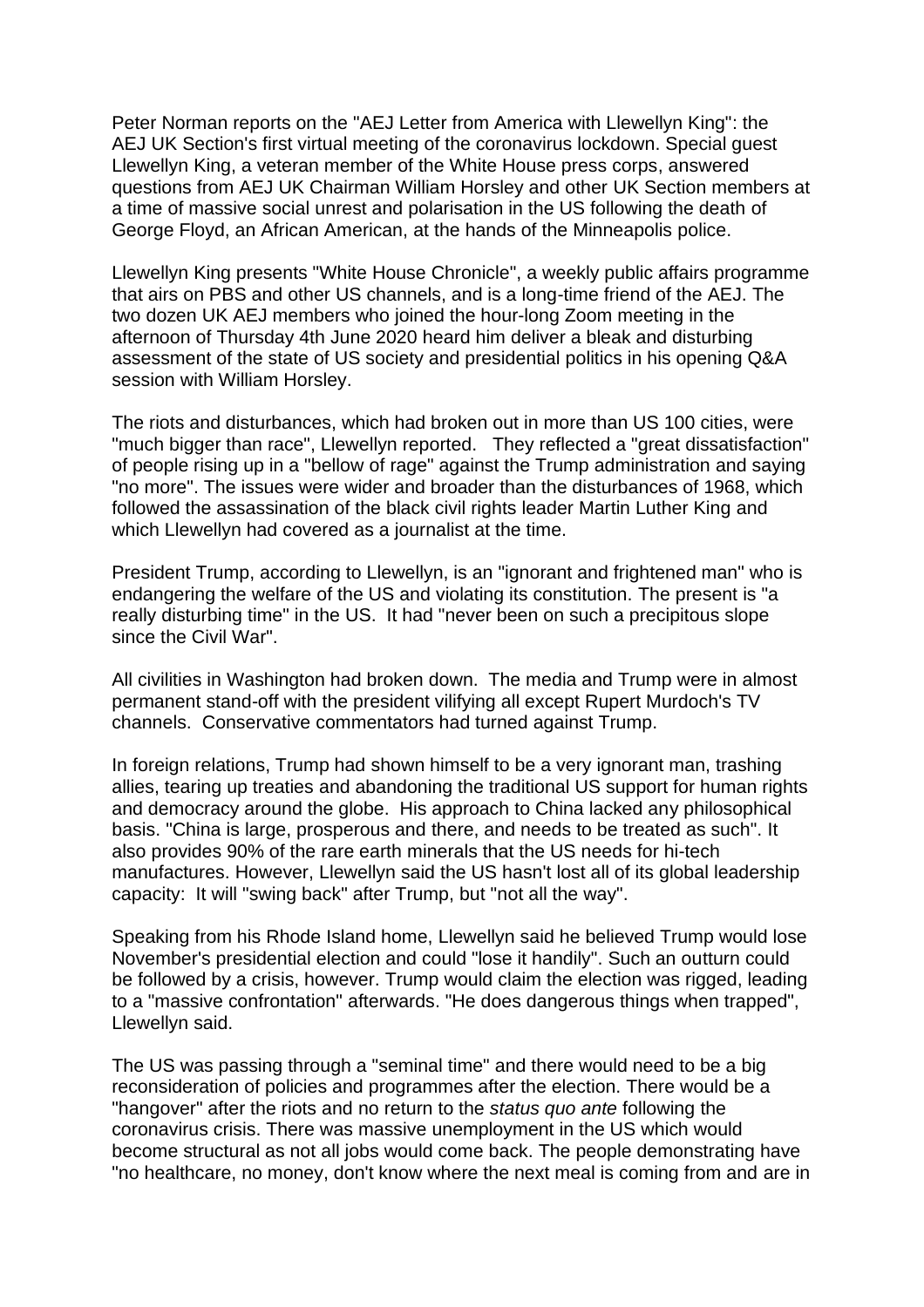Peter Norman reports on the "AEJ Letter from America with Llewellyn King": the AEJ UK Section's first virtual meeting of the coronavirus lockdown. Special guest Llewellyn King, a veteran member of the White House press corps, answered questions from AEJ UK Chairman William Horsley and other UK Section members at a time of massive social unrest and polarisation in the US following the death of George Floyd, an African American, at the hands of the Minneapolis police.

Llewellyn King presents "White House Chronicle", a weekly public affairs programme that airs on PBS and other US channels, and is a long-time friend of the AEJ. The two dozen UK AEJ members who joined the hour-long Zoom meeting in the afternoon of Thursday 4th June 2020 heard him deliver a bleak and disturbing assessment of the state of US society and presidential politics in his opening Q&A session with William Horsley.

The riots and disturbances, which had broken out in more than US 100 cities, were "much bigger than race", Llewellyn reported. They reflected a "great dissatisfaction" of people rising up in a "bellow of rage" against the Trump administration and saying "no more". The issues were wider and broader than the disturbances of 1968, which followed the assassination of the black civil rights leader Martin Luther King and which Llewellyn had covered as a journalist at the time.

President Trump, according to Llewellyn, is an "ignorant and frightened man" who is endangering the welfare of the US and violating its constitution. The present is "a really disturbing time" in the US. It had "never been on such a precipitous slope since the Civil War".

All civilities in Washington had broken down. The media and Trump were in almost permanent stand-off with the president vilifying all except Rupert Murdoch's TV channels. Conservative commentators had turned against Trump.

In foreign relations, Trump had shown himself to be a very ignorant man, trashing allies, tearing up treaties and abandoning the traditional US support for human rights and democracy around the globe. His approach to China lacked any philosophical basis. "China is large, prosperous and there, and needs to be treated as such". It also provides 90% of the rare earth minerals that the US needs for hi-tech manufactures. However, Llewellyn said the US hasn't lost all of its global leadership capacity: It will "swing back" after Trump, but "not all the way".

Speaking from his Rhode Island home, Llewellyn said he believed Trump would lose November's presidential election and could "lose it handily". Such an outturn could be followed by a crisis, however. Trump would claim the election was rigged, leading to a "massive confrontation" afterwards. "He does dangerous things when trapped", Llewellyn said.

The US was passing through a "seminal time" and there would need to be a big reconsideration of policies and programmes after the election. There would be a "hangover" after the riots and no return to the *status quo ante* following the coronavirus crisis. There was massive unemployment in the US which would become structural as not all jobs would come back. The people demonstrating have "no healthcare, no money, don't know where the next meal is coming from and are in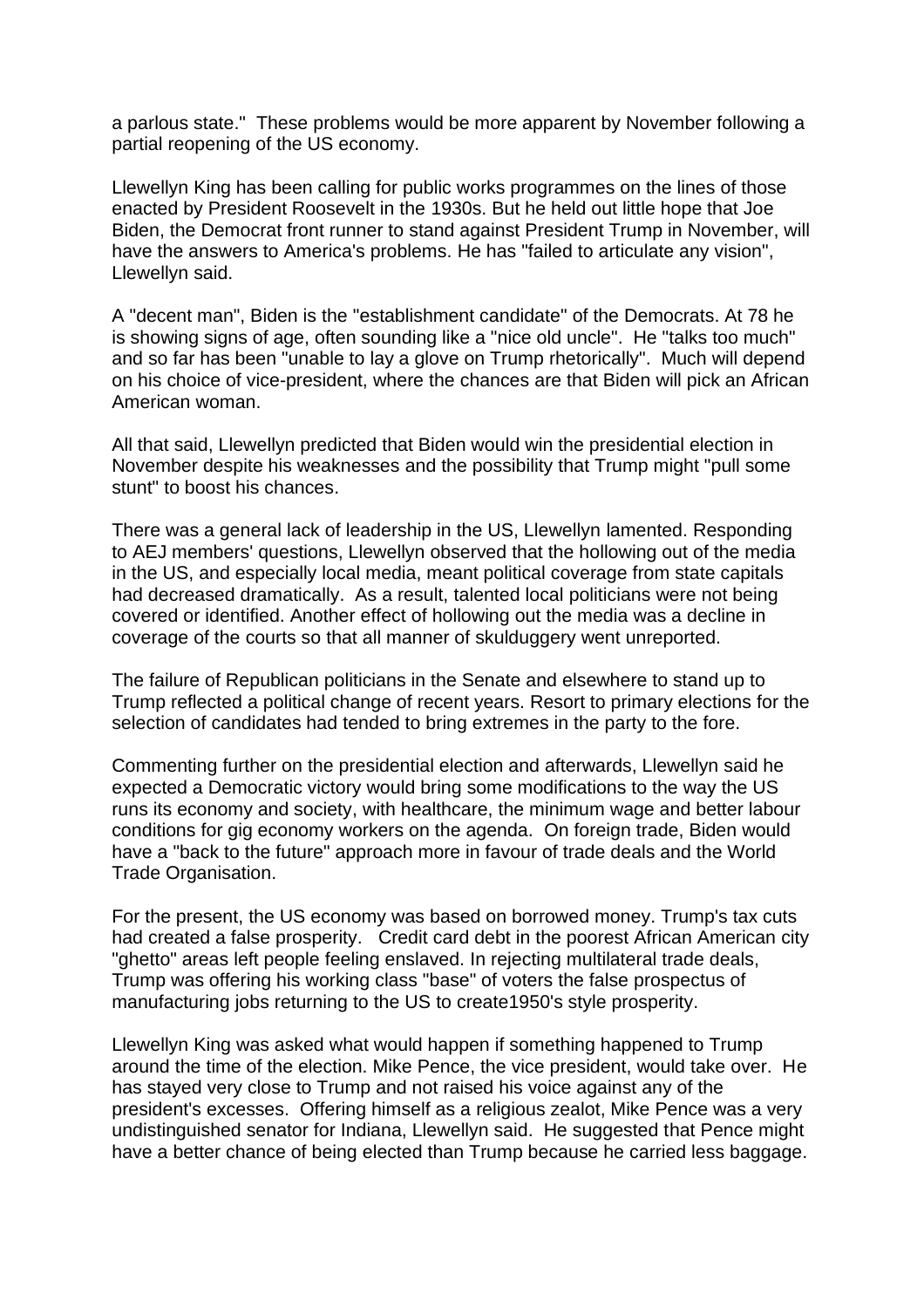a parlous state." These problems would be more apparent by November following a partial reopening of the US economy.

Llewellyn King has been calling for public works programmes on the lines of those enacted by President Roosevelt in the 1930s. But he held out little hope that Joe Biden, the Democrat front runner to stand against President Trump in November, will have the answers to America's problems. He has "failed to articulate any vision", Llewellyn said.

A "decent man", Biden is the "establishment candidate" of the Democrats. At 78 he is showing signs of age, often sounding like a "nice old uncle". He "talks too much" and so far has been "unable to lay a glove on Trump rhetorically". Much will depend on his choice of vice-president, where the chances are that Biden will pick an African American woman.

All that said, Llewellyn predicted that Biden would win the presidential election in November despite his weaknesses and the possibility that Trump might "pull some stunt" to boost his chances.

There was a general lack of leadership in the US, Llewellyn lamented. Responding to AEJ members' questions, Llewellyn observed that the hollowing out of the media in the US, and especially local media, meant political coverage from state capitals had decreased dramatically. As a result, talented local politicians were not being covered or identified. Another effect of hollowing out the media was a decline in coverage of the courts so that all manner of skulduggery went unreported.

The failure of Republican politicians in the Senate and elsewhere to stand up to Trump reflected a political change of recent years. Resort to primary elections for the selection of candidates had tended to bring extremes in the party to the fore.

Commenting further on the presidential election and afterwards, Llewellyn said he expected a Democratic victory would bring some modifications to the way the US runs its economy and society, with healthcare, the minimum wage and better labour conditions for gig economy workers on the agenda. On foreign trade, Biden would have a "back to the future" approach more in favour of trade deals and the World Trade Organisation.

For the present, the US economy was based on borrowed money. Trump's tax cuts had created a false prosperity. Credit card debt in the poorest African American city "ghetto" areas left people feeling enslaved. In rejecting multilateral trade deals, Trump was offering his working class "base" of voters the false prospectus of manufacturing jobs returning to the US to create1950's style prosperity.

Llewellyn King was asked what would happen if something happened to Trump around the time of the election. Mike Pence, the vice president, would take over. He has stayed very close to Trump and not raised his voice against any of the president's excesses. Offering himself as a religious zealot, Mike Pence was a very undistinguished senator for Indiana, Llewellyn said. He suggested that Pence might have a better chance of being elected than Trump because he carried less baggage.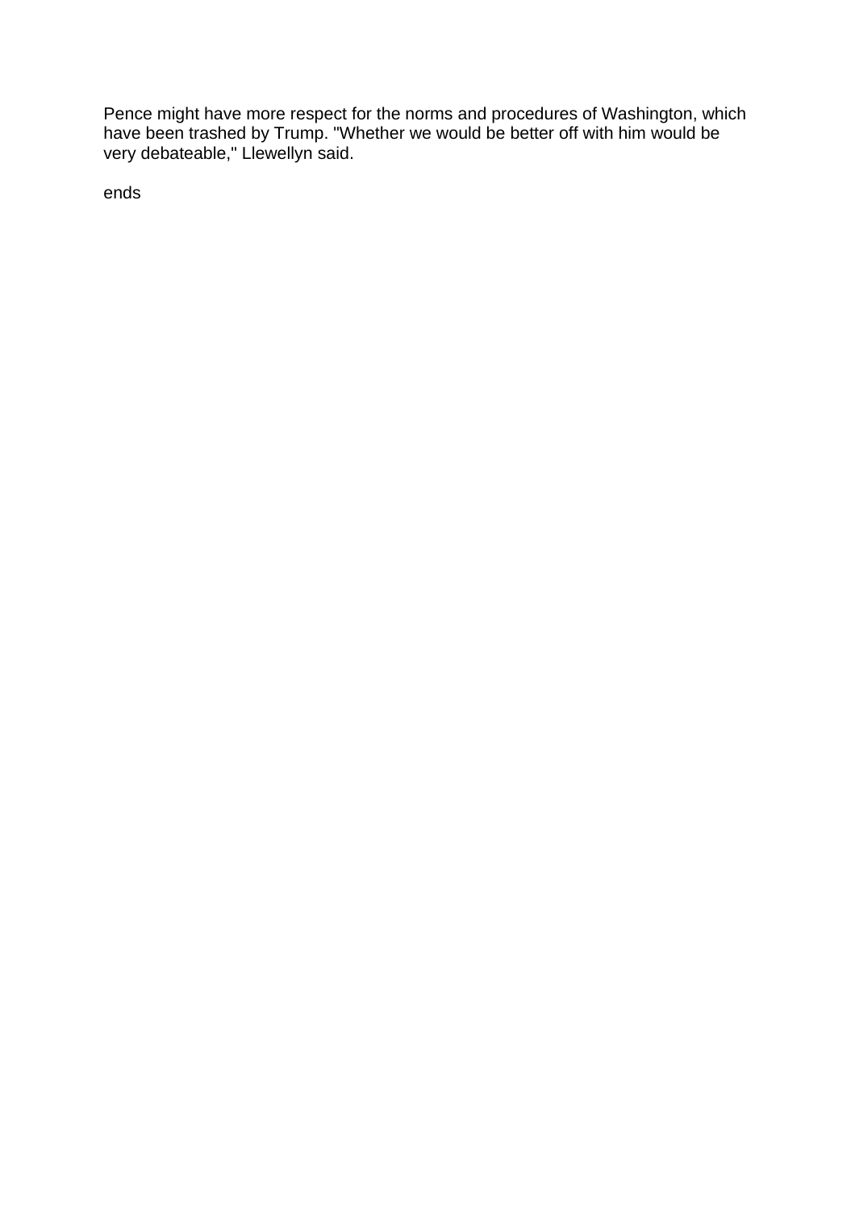Pence might have more respect for the norms and procedures of Washington, which have been trashed by Trump. "Whether we would be better off with him would be very debateable," Llewellyn said.

ends